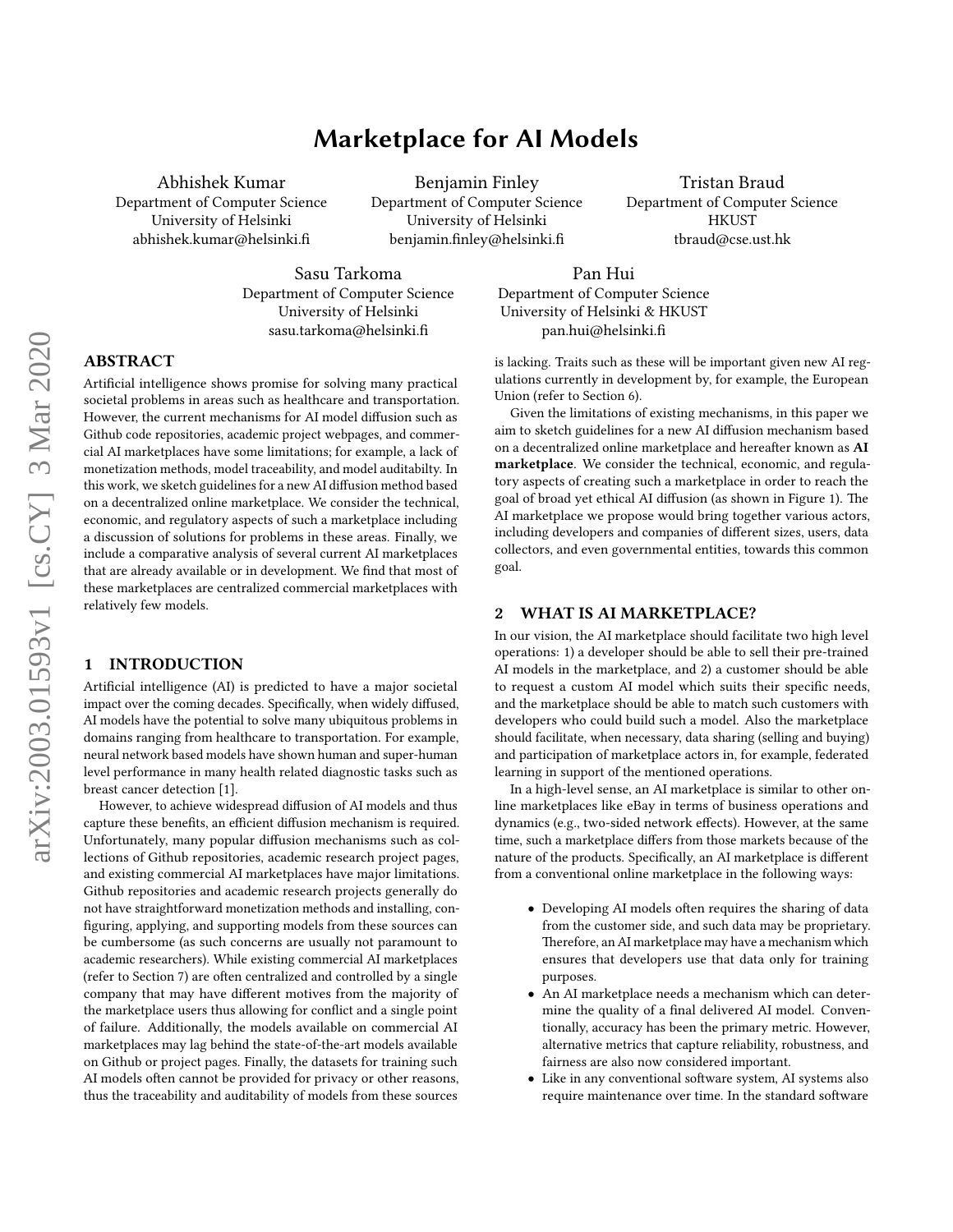# Marketplace for AI Models

Abhishek Kumar
Department of Computer Science
University of Helsinki
abhishek.kumar@helsinki.fi

Benjamin Finley
Department of Computer Science
University of Helsinki
benjamin.finley@helsinki.fi

Tristan Braud
Department of Computer Science
HKUST
tbraud@cse.ust.hk

Sasu Tarkoma
Department of Computer Science
University of Helsinki
sasu.tarkoma@helsinki.fi

Pan Hui
Department of Computer Science
University of Helsinki & HKUST
pan.hui@helsinki.fi

## ABSTRACT

Artificial intelligence shows promise for solving many practical societal problems in areas such as healthcare and transportation. However, the current mechanisms for AI model diffusion such as Github code repositories, academic project webpages, and commercial AI marketplaces have some limitations; for example, a lack of monetization methods, model traceability, and model auditabilty. In this work, we sketch guidelines for a new AI diffusion method based on a decentralized online marketplace. We consider the technical, economic, and regulatory aspects of such a marketplace including a discussion of solutions for problems in these areas. Finally, we include a comparative analysis of several current AI marketplaces that are already available or in development. We find that most of these marketplaces are centralized commercial marketplaces with relatively few models.

## 1 INTRODUCTION

Artificial intelligence (AI) is predicted to have a major societal impact over the coming decades. Specifically, when widely diffused, AI models have the potential to solve many ubiquitous problems in domains ranging from healthcare to transportation. For example, neural network based models have shown human and super-human level performance in many health related diagnostic tasks such as breast cancer detection [1].

However, to achieve widespread diffusion of AI models and thus capture these benefits, an efficient diffusion mechanism is required. Unfortunately, many popular diffusion mechanisms such as collections of Github repositories, academic research project pages, and existing commercial AI marketplaces have major limitations. Github repositories and academic research projects generally do not have straightforward monetization methods and installing, configuring, applying, and supporting models from these sources can be cumbersome (as such concerns are usually not paramount to academic researchers). While existing commercial AI marketplaces (refer to Section 7) are often centralized and controlled by a single company that may have different motives from the majority of the marketplace users thus allowing for conflict and a single point of failure. Additionally, the models available on commercial AI marketplaces may lag behind the state-of-the-art models available on Github or project pages. Finally, the datasets for training such AI models often cannot be provided for privacy or other reasons, thus the traceability and auditability of models from these sources is lacking. Traits such as these will be important given new AI regulations currently in development by, for example, the European Union (refer to Section 6).

Given the limitations of existing mechanisms, in this paper we aim to sketch guidelines for a new AI diffusion mechanism based on a decentralized online marketplace and hereafter known as **AI marketplace**. We consider the technical, economic, and regulatory aspects of creating such a marketplace in order to reach the goal of broad yet ethical AI diffusion (as shown in Figure 1). The AI marketplace we propose would bring together various actors, including developers and companies of different sizes, users, data collectors, and even governmental entities, towards this common goal.

## 2 WHAT IS AI MARKETPLACE?

In our vision, the AI marketplace should facilitate two high level operations: 1) a developer should be able to sell their pre-trained AI models in the marketplace, and 2) a customer should be able to request a custom AI model which suits their specific needs, and the marketplace should be able to match such customers with developers who could build such a model. Also the marketplace should facilitate, when necessary, data sharing (selling and buying) and participation of marketplace actors in, for example, federated learning in support of the mentioned operations.

In a high-level sense, an AI marketplace is similar to other online marketplaces like eBay in terms of business operations and dynamics (e.g., two-sided network effects). However, at the same time, such a marketplace differs from those markets because of the nature of the products. Specifically, an AI marketplace is different from a conventional online marketplace in the following ways:

- Developing AI models often requires the sharing of data from the customer side, and such data may be proprietary. Therefore, an AI marketplace may have a mechanism which ensures that developers use that data only for training purposes.
- An AI marketplace needs a mechanism which can determine the quality of a final delivered AI model. Conventionally, accuracy has been the primary metric. However, alternative metrics that capture reliability, robustness, and fairness are also now considered important.
- Like in any conventional software system, AI systems also require maintenance over time. In the standard software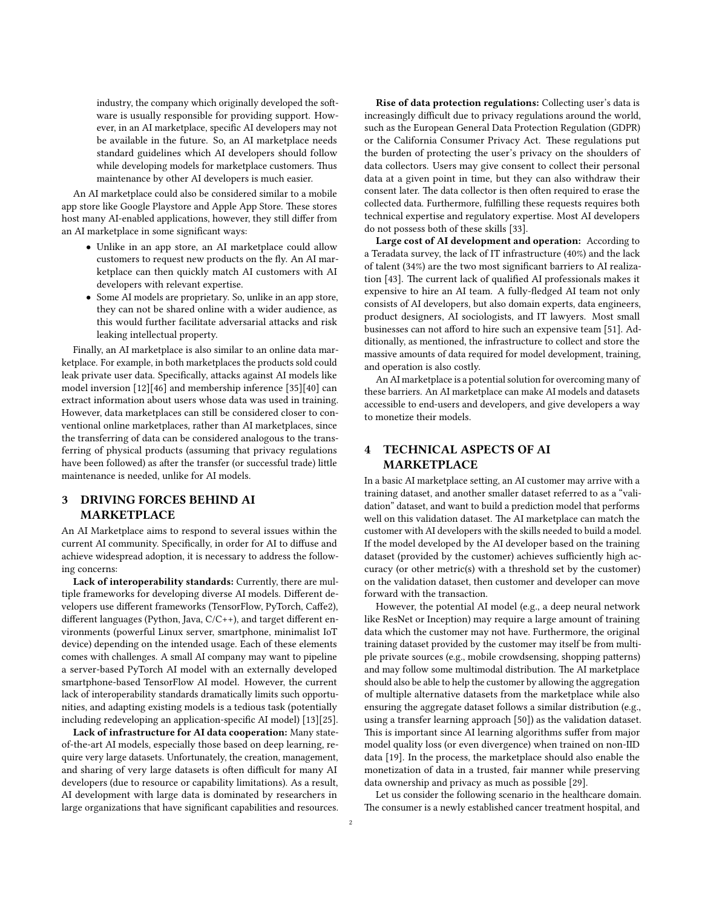industry, the company which originally developed the software is usually responsible for providing support. However, in an AI marketplace, specific AI developers may not be available in the future. So, an AI marketplace needs standard guidelines which AI developers should follow while developing models for marketplace customers. Thus maintenance by other AI developers is much easier.

An AI marketplace could also be considered similar to a mobile app store like Google Playstore and Apple App Store. These stores host many AI-enabled applications, however, they still differ from an AI marketplace in some significant ways:

- Unlike in an app store, an AI marketplace could allow customers to request new products on the fly. An AI marketplace can then quickly match AI customers with AI developers with relevant expertise.
- Some AI models are proprietary. So, unlike in an app store, they can not be shared online with a wider audience, as this would further facilitate adversarial attacks and risk leaking intellectual property.

Finally, an AI marketplace is also similar to an online data marketplace. For example, in both marketplaces the products sold could leak private user data. Specifically, attacks against AI models like model inversion [12][46] and membership inference [35][40] can extract information about users whose data was used in training. However, data marketplaces can still be considered closer to conventional online marketplaces, rather than AI marketplaces, since the transferring of data can be considered analogous to the transferring of physical products (assuming that privacy regulations have been followed) as after the transfer (or successful trade) little maintenance is needed, unlike for AI models.

## 3 DRIVING FORCES BEHIND AI MARKETPLACE

An AI Marketplace aims to respond to several issues within the current AI community. Specifically, in order for AI to diffuse and achieve widespread adoption, it is necessary to address the following concerns:

**Lack of interoperability standards:** Currently, there are multiple frameworks for developing diverse AI models. Different developers use different frameworks (TensorFlow, PyTorch, Caffe2), different languages (Python, Java, C/C++), and target different environments (powerful Linux server, smartphone, minimalist IoT device) depending on the intended usage. Each of these elements comes with challenges. A small AI company may want to pipeline a server-based PyTorch AI model with an externally developed smartphone-based TensorFlow AI model. However, the current lack of interoperability standards dramatically limits such opportunities, and adapting existing models is a tedious task (potentially including redeveloping an application-specific AI model) [13][25].

**Lack of infrastructure for AI data cooperation:** Many state-of-the-art AI models, especially those based on deep learning, require very large datasets. Unfortunately, the creation, management, and sharing of very large datasets is often difficult for many AI developers (due to resource or capability limitations). As a result, AI development with large data is dominated by researchers in large organizations that have significant capabilities and resources.

**Rise of data protection regulations:** Collecting user's data is increasingly difficult due to privacy regulations around the world, such as the European General Data Protection Regulation (GDPR) or the California Consumer Privacy Act. These regulations put the burden of protecting the user's privacy on the shoulders of data collectors. Users may give consent to collect their personal data at a given point in time, but they can also withdraw their consent later. The data collector is then often required to erase the collected data. Furthermore, fulfilling these requests requires both technical expertise and regulatory expertise. Most AI developers do not possess both of these skills [33].

**Large cost of AI development and operation:** According to a Teradata survey, the lack of IT infrastructure (40%) and the lack of talent (34%) are the two most significant barriers to AI realization [43]. The current lack of qualified AI professionals makes it expensive to hire an AI team. A fully-fledged AI team not only consists of AI developers, but also domain experts, data engineers, product designers, AI sociologists, and IT lawyers. Most small businesses can not afford to hire such an expensive team [51]. Additionally, as mentioned, the infrastructure to collect and store the massive amounts of data required for model development, training, and operation is also costly.

An AI marketplace is a potential solution for overcoming many of these barriers. An AI marketplace can make AI models and datasets accessible to end-users and developers, and give developers a way to monetize their models.

## 4 TECHNICAL ASPECTS OF AI MARKETPLACE

In a basic AI marketplace setting, an AI customer may arrive with a training dataset, and another smaller dataset referred to as a "validation" dataset, and want to build a prediction model that performs well on this validation dataset. The AI marketplace can match the customer with AI developers with the skills needed to build a model. If the model developed by the AI developer based on the training dataset (provided by the customer) achieves sufficiently high accuracy (or other metric(s) with a threshold set by the customer) on the validation dataset, then customer and developer can move forward with the transaction.

However, the potential AI model (e.g., a deep neural network like ResNet or Inception) may require a large amount of training data which the customer may not have. Furthermore, the original training dataset provided by the customer may itself be from multiple private sources (e.g., mobile crowdsensing, shopping patterns) and may follow some multimodal distribution. The AI marketplace should also be able to help the customer by allowing the aggregation of multiple alternative datasets from the marketplace while also ensuring the aggregate dataset follows a similar distribution (e.g., using a transfer learning approach [50]) as the validation dataset. This is important since AI learning algorithms suffer from major model quality loss (or even divergence) when trained on non-IID data [19]. In the process, the marketplace should also enable the monetization of data in a trusted, fair manner while preserving data ownership and privacy as much as possible [29].

Let us consider the following scenario in the healthcare domain. The consumer is a newly established cancer treatment hospital, and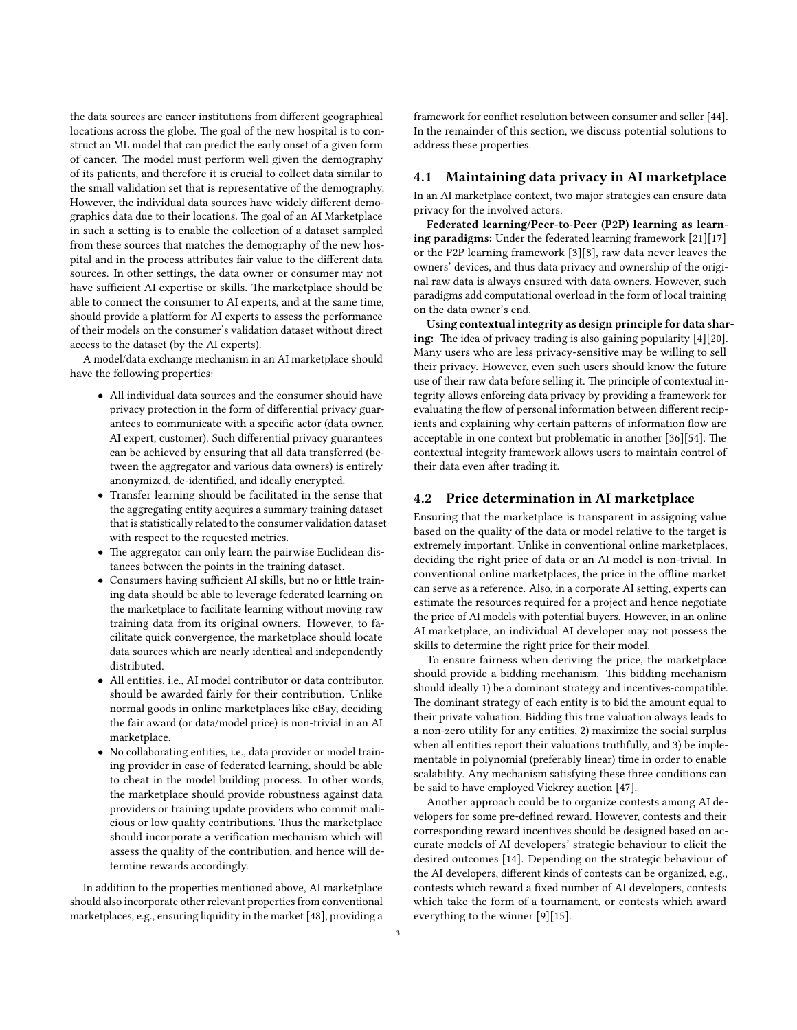the data sources are cancer institutions from different geographical locations across the globe. The goal of the new hospital is to construct an ML model that can predict the early onset of a given form of cancer. The model must perform well given the demography of its patients, and therefore it is crucial to collect data similar to the small validation set that is representative of the demography. However, the individual data sources have widely different demographics data due to their locations. The goal of an AI Marketplace in such a setting is to enable the collection of a dataset sampled from these sources that matches the demography of the new hospital and in the process attributes fair value to the different data sources. In other settings, the data owner or consumer may not have sufficient AI expertise or skills. The marketplace should be able to connect the consumer to AI experts, and at the same time, should provide a platform for AI experts to assess the performance of their models on the consumer's validation dataset without direct access to the dataset (by the AI experts).

A model/data exchange mechanism in an AI marketplace should have the following properties:

- All individual data sources and the consumer should have privacy protection in the form of differential privacy guarantees to communicate with a specific actor (data owner, AI expert, customer). Such differential privacy guarantees can be achieved by ensuring that all data transferred (between the aggregator and various data owners) is entirely anonymized, de-identified, and ideally encrypted.
- Transfer learning should be facilitated in the sense that the aggregating entity acquires a summary training dataset that is statistically related to the consumer validation dataset with respect to the requested metrics.
- The aggregator can only learn the pairwise Euclidean distances between the points in the training dataset.
- Consumers having sufficient AI skills, but no or little training data should be able to leverage federated learning on the marketplace to facilitate learning without moving raw training data from its original owners. However, to facilitate quick convergence, the marketplace should locate data sources which are nearly identical and independently distributed.
- All entities, i.e., AI model contributor or data contributor, should be awarded fairly for their contribution. Unlike normal goods in online marketplaces like eBay, deciding the fair award (or data/model price) is non-trivial in an AI marketplace.
- No collaborating entities, i.e., data provider or model training provider in case of federated learning, should be able to cheat in the model building process. In other words, the marketplace should provide robustness against data providers or training update providers who commit malicious or low quality contributions. Thus the marketplace should incorporate a verification mechanism which will assess the quality of the contribution, and hence will determine rewards accordingly.

In addition to the properties mentioned above, AI marketplace should also incorporate other relevant properties from conventional marketplaces, e.g., ensuring liquidity in the market [48], providing a framework for conflict resolution between consumer and seller [44]. In the remainder of this section, we discuss potential solutions to address these properties.

## 4.1 Maintaining data privacy in AI marketplace

In an AI marketplace context, two major strategies can ensure data privacy for the involved actors.

**Federated learning/Peer-to-Peer (P2P) learning as learning paradigms:** Under the federated learning framework [21][17] or the P2P learning framework [3][8], raw data never leaves the owners' devices, and thus data privacy and ownership of the original raw data is always ensured with data owners. However, such paradigms add computational overload in the form of local training on the data owner's end.

**Using contextual integrity as design principle for data sharing:** The idea of privacy trading is also gaining popularity [4][20]. Many users who are less privacy-sensitive may be willing to sell their privacy. However, even such users should know the future use of their raw data before selling it. The principle of contextual integrity allows enforcing data privacy by providing a framework for evaluating the flow of personal information between different recipients and explaining why certain patterns of information flow are acceptable in one context but problematic in another [36][54]. The contextual integrity framework allows users to maintain control of their data even after trading it.

## 4.2 Price determination in AI marketplace

Ensuring that the marketplace is transparent in assigning value based on the quality of the data or model relative to the target is extremely important. Unlike in conventional online marketplaces, deciding the right price of data or an AI model is non-trivial. In conventional online marketplaces, the price in the offline market can serve as a reference. Also, in a corporate AI setting, experts can estimate the resources required for a project and hence negotiate the price of AI models with potential buyers. However, in an online AI marketplace, an individual AI developer may not possess the skills to determine the right price for their model.

To ensure fairness when deriving the price, the marketplace should provide a bidding mechanism. This bidding mechanism should ideally 1) be a dominant strategy and incentives-compatible. The dominant strategy of each entity is to bid the amount equal to their private valuation. Bidding this true valuation always leads to a non-zero utility for any entities, 2) maximize the social surplus when all entities report their valuations truthfully, and 3) be implementable in polynomial (preferably linear) time in order to enable scalability. Any mechanism satisfying these three conditions can be said to have employed Vickrey auction [47].

Another approach could be to organize contests among AI developers for some pre-defined reward. However, contests and their corresponding reward incentives should be designed based on accurate models of AI developers' strategic behaviour to elicit the desired outcomes [14]. Depending on the strategic behaviour of the AI developers, different kinds of contests can be organized, e.g., contests which reward a fixed number of AI developers, contests which take the form of a tournament, or contests which award everything to the winner [9][15].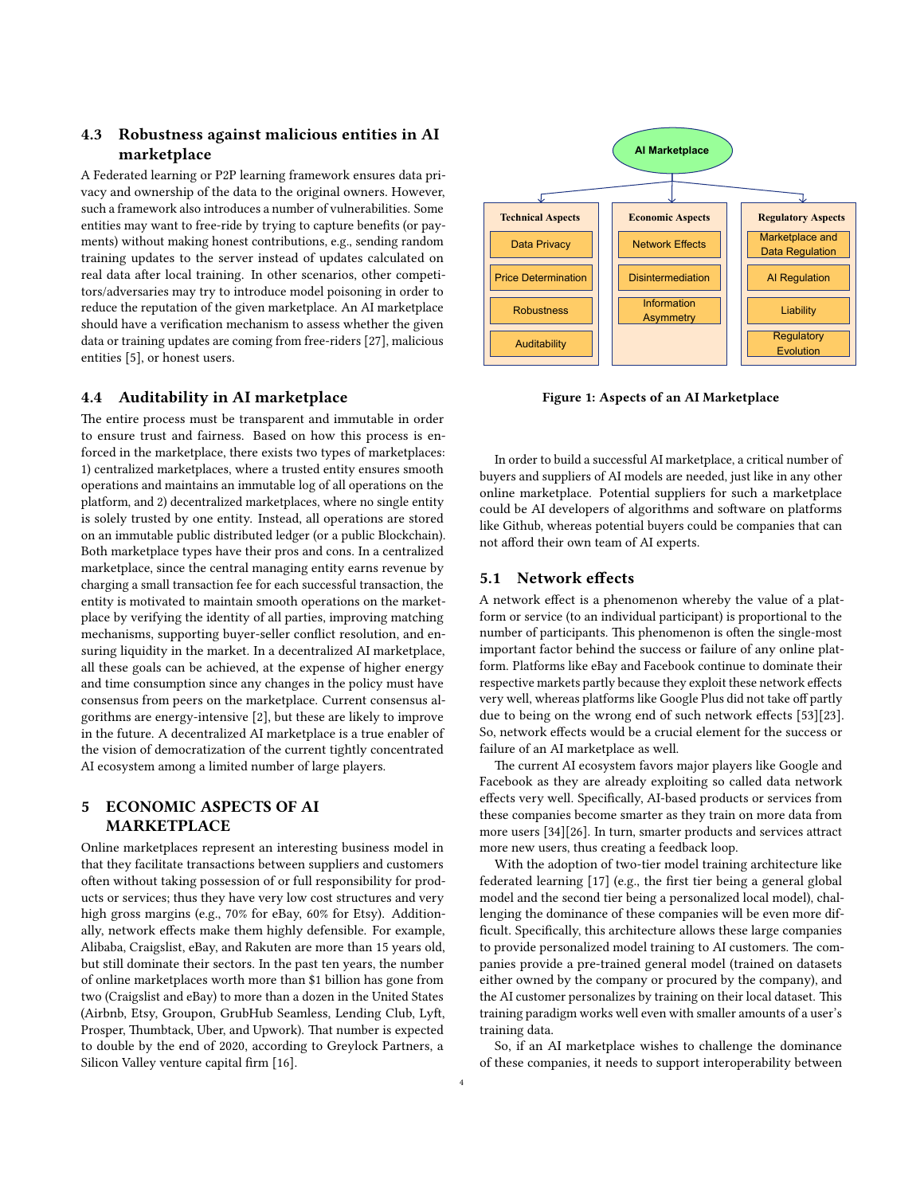### 4.3 Robustness against malicious entities in AI marketplace

A Federated learning or P2P learning framework ensures data privacy and ownership of the data to the original owners. However, such a framework also introduces a number of vulnerabilities. Some entities may want to free-ride by trying to capture benefits (or payments) without making honest contributions, e.g., sending random training updates to the server instead of updates calculated on real data after local training. In other scenarios, other competitors/adversaries may try to introduce model poisoning in order to reduce the reputation of the given marketplace. An AI marketplace should have a verification mechanism to assess whether the given data or training updates are coming from free-riders [27], malicious entities [5], or honest users.

### 4.4 Auditability in AI marketplace

The entire process must be transparent and immutable in order to ensure trust and fairness. Based on how this process is enforced in the marketplace, there exists two types of marketplaces: 1) centralized marketplaces, where a trusted entity ensures smooth operations and maintains an immutable log of all operations on the platform, and 2) decentralized marketplaces, where no single entity is solely trusted by one entity. Instead, all operations are stored on an immutable public distributed ledger (or a public Blockchain). Both marketplace types have their pros and cons. In a centralized marketplace, since the central managing entity earns revenue by charging a small transaction fee for each successful transaction, the entity is motivated to maintain smooth operations on the marketplace by verifying the identity of all parties, improving matching mechanisms, supporting buyer-seller conflict resolution, and ensuring liquidity in the market. In a decentralized AI marketplace, all these goals can be achieved, at the expense of higher energy and time consumption since any changes in the policy must have consensus from peers on the marketplace. Current consensus algorithms are energy-intensive [2], but these are likely to improve in the future. A decentralized AI marketplace is a true enabler of the vision of democratization of the current tightly concentrated AI ecosystem among a limited number of large players.

## 5 ECONOMIC ASPECTS OF AI MARKETPLACE

Online marketplaces represent an interesting business model in that they facilitate transactions between suppliers and customers often without taking possession of or full responsibility for products or services; thus they have very low cost structures and very high gross margins (e.g., 70% for eBay, 60% for Etsy). Additionally, network effects make them highly defensible. For example, Alibaba, Craigslist, eBay, and Rakuten are more than 15 years old, but still dominate their sectors. In the past ten years, the number of online marketplaces worth more than $1 billion has gone from two (Craigslist and eBay) to more than a dozen in the United States (Airbnb, Etsy, Groupon, GrubHub Seamless, Lending Club, Lyft, Prosper, Thumbtack, Uber, and Upwork). That number is expected to double by the end of 2020, according to Greylock Partners, a Silicon Valley venture capital firm [16].

AI Marketplace

| Technical Aspects | Economic Aspects | Regulatory Aspects |
|---|---|---|
| Data Privacy | Network Effects | Marketplace and Data Regulation |
| Price Determination | Disintermediation | AI Regulation |
| Robustness | Information Asymmetry | Liability |
| Auditability | | Regulatory Evolution |

**Figure 1: Aspects of an AI Marketplace**

In order to build a successful AI marketplace, a critical number of buyers and suppliers of AI models are needed, just like in any other online marketplace. Potential suppliers for such a marketplace could be AI developers of algorithms and software on platforms like Github, whereas potential buyers could be companies that can not afford their own team of AI experts.

### 5.1 Network effects

A network effect is a phenomenon whereby the value of a platform or service (to an individual participant) is proportional to the number of participants. This phenomenon is often the single-most important factor behind the success or failure of any online platform. Platforms like eBay and Facebook continue to dominate their respective markets partly because they exploit these network effects very well, whereas platforms like Google Plus did not take off partly due to being on the wrong end of such network effects [53][23]. So, network effects would be a crucial element for the success or failure of an AI marketplace as well.

The current AI ecosystem favors major players like Google and Facebook as they are already exploiting so called data network effects very well. Specifically, AI-based products or services from these companies become smarter as they train on more data from more users [34][26]. In turn, smarter products and services attract more new users, thus creating a feedback loop.

With the adoption of two-tier model training architecture like federated learning [17] (e.g., the first tier being a general global model and the second tier being a personalized local model), challenging the dominance of these companies will be even more difficult. Specifically, this architecture allows these large companies to provide personalized model training to AI customers. The companies provide a pre-trained general model (trained on datasets either owned by the company or procured by the company), and the AI customer personalizes by training on their local dataset. This training paradigm works well even with smaller amounts of a user's training data.

So, if an AI marketplace wishes to challenge the dominance of these companies, it needs to support interoperability between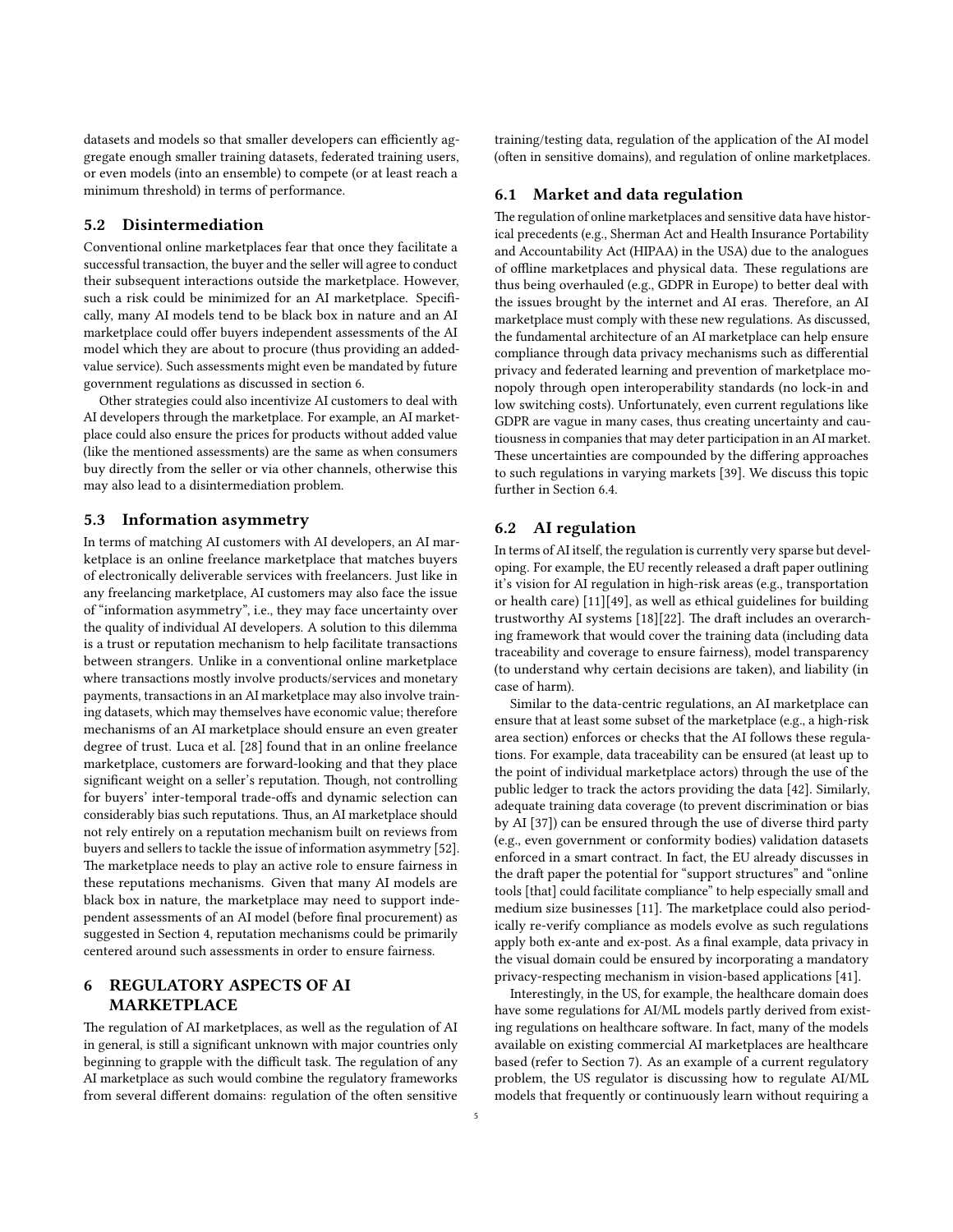datasets and models so that smaller developers can efficiently aggregate enough smaller training datasets, federated training users, or even models (into an ensemble) to compete (or at least reach a minimum threshold) in terms of performance.

### 5.2 Disintermediation

Conventional online marketplaces fear that once they facilitate a successful transaction, the buyer and the seller will agree to conduct their subsequent interactions outside the marketplace. However, such a risk could be minimized for an AI marketplace. Specifically, many AI models tend to be black box in nature and an AI marketplace could offer buyers independent assessments of the AI model which they are about to procure (thus providing an added-value service). Such assessments might even be mandated by future government regulations as discussed in section 6.

Other strategies could also incentivize AI customers to deal with AI developers through the marketplace. For example, an AI marketplace could also ensure the prices for products without added value (like the mentioned assessments) are the same as when consumers buy directly from the seller or via other channels, otherwise this may also lead to a disintermediation problem.

### 5.3 Information asymmetry

In terms of matching AI customers with AI developers, an AI marketplace is an online freelance marketplace that matches buyers of electronically deliverable services with freelancers. Just like in any freelancing marketplace, AI customers may also face the issue of "information asymmetry", i.e., they may face uncertainty over the quality of individual AI developers. A solution to this dilemma is a trust or reputation mechanism to help facilitate transactions between strangers. Unlike in a conventional online marketplace where transactions mostly involve products/services and monetary payments, transactions in an AI marketplace may also involve training datasets, which may themselves have economic value; therefore mechanisms of an AI marketplace should ensure an even greater degree of trust. Luca et al. [28] found that in an online freelance marketplace, customers are forward-looking and that they place significant weight on a seller's reputation. Though, not controlling for buyers' inter-temporal trade-offs and dynamic selection can considerably bias such reputations. Thus, an AI marketplace should not rely entirely on a reputation mechanism built on reviews from buyers and sellers to tackle the issue of information asymmetry [52]. The marketplace needs to play an active role to ensure fairness in these reputations mechanisms. Given that many AI models are black box in nature, the marketplace may need to support independent assessments of an AI model (before final procurement) as suggested in Section 4, reputation mechanisms could be primarily centered around such assessments in order to ensure fairness.

## 6 REGULATORY ASPECTS OF AI MARKETPLACE

The regulation of AI marketplaces, as well as the regulation of AI in general, is still a significant unknown with major countries only beginning to grapple with the difficult task. The regulation of any AI marketplace as such would combine the regulatory frameworks from several different domains: regulation of the often sensitive training/testing data, regulation of the application of the AI model (often in sensitive domains), and regulation of online marketplaces.

### 6.1 Market and data regulation

The regulation of online marketplaces and sensitive data have historical precedents (e.g., Sherman Act and Health Insurance Portability and Accountability Act (HIPAA) in the USA) due to the analogues of offline marketplaces and physical data. These regulations are thus being overhauled (e.g., GDPR in Europe) to better deal with the issues brought by the internet and AI eras. Therefore, an AI marketplace must comply with these new regulations. As discussed, the fundamental architecture of an AI marketplace can help ensure compliance through data privacy mechanisms such as differential privacy and federated learning and prevention of marketplace monopoly through open interoperability standards (no lock-in and low switching costs). Unfortunately, even current regulations like GDPR are vague in many cases, thus creating uncertainty and cautiousness in companies that may deter participation in an AI market. These uncertainties are compounded by the differing approaches to such regulations in varying markets [39]. We discuss this topic further in Section 6.4.

### 6.2 AI regulation

In terms of AI itself, the regulation is currently very sparse but developing. For example, the EU recently released a draft paper outlining it's vision for AI regulation in high-risk areas (e.g., transportation or health care) [11][49], as well as ethical guidelines for building trustworthy AI systems [18][22]. The draft includes an overarching framework that would cover the training data (including data traceability and coverage to ensure fairness), model transparency (to understand why certain decisions are taken), and liability (in case of harm).

Similar to the data-centric regulations, an AI marketplace can ensure that at least some subset of the marketplace (e.g., a high-risk area section) enforces or checks that the AI follows these regulations. For example, data traceability can be ensured (at least up to the point of individual marketplace actors) through the use of the public ledger to track the actors providing the data [42]. Similarly, adequate training data coverage (to prevent discrimination or bias by AI [37]) can be ensured through the use of diverse third party (e.g., even government or conformity bodies) validation datasets enforced in a smart contract. In fact, the EU already discusses in the draft paper the potential for "support structures" and "online tools [that] could facilitate compliance" to help especially small and medium size businesses [11]. The marketplace could also periodically re-verify compliance as models evolve as such regulations apply both ex-ante and ex-post. As a final example, data privacy in the visual domain could be ensured by incorporating a mandatory privacy-respecting mechanism in vision-based applications [41].

Interestingly, in the US, for example, the healthcare domain does have some regulations for AI/ML models partly derived from existing regulations on healthcare software. In fact, many of the models available on existing commercial AI marketplaces are healthcare based (refer to Section 7). As an example of a current regulatory problem, the US regulator is discussing how to regulate AI/ML models that frequently or continuously learn without requiring a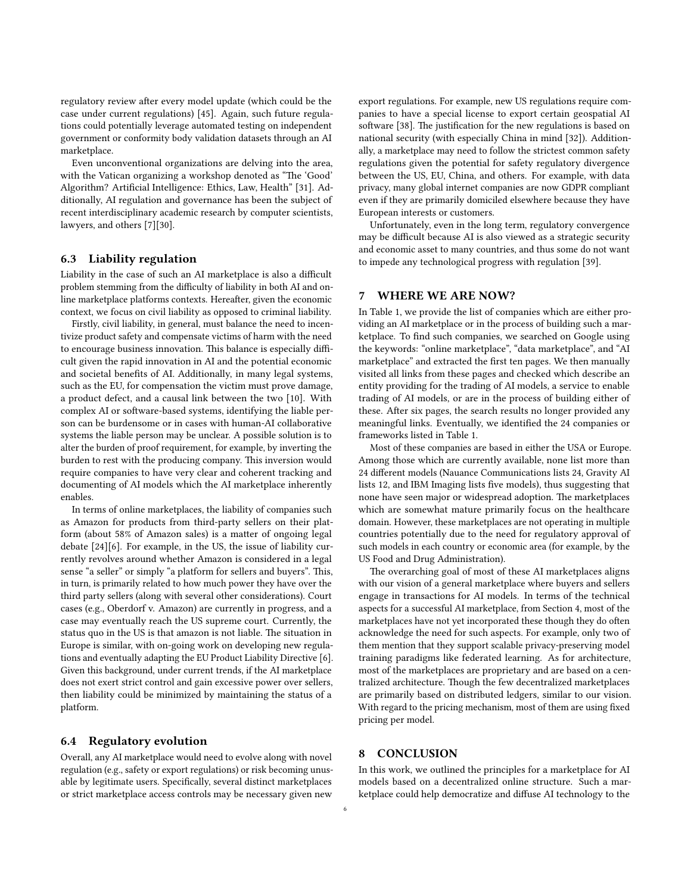regulatory review after every model update (which could be the case under current regulations) [45]. Again, such future regulations could potentially leverage automated testing on independent government or conformity body validation datasets through an AI marketplace.

Even unconventional organizations are delving into the area, with the Vatican organizing a workshop denoted as "The 'Good' Algorithm? Artificial Intelligence: Ethics, Law, Health" [31]. Additionally, AI regulation and governance has been the subject of recent interdisciplinary academic research by computer scientists, lawyers, and others [7][30].

### 6.3 Liability regulation

Liability in the case of such an AI marketplace is also a difficult problem stemming from the difficulty of liability in both AI and online marketplace platforms contexts. Hereafter, given the economic context, we focus on civil liability as opposed to criminal liability.

Firstly, civil liability, in general, must balance the need to incentivize product safety and compensate victims of harm with the need to encourage business innovation. This balance is especially difficult given the rapid innovation in AI and the potential economic and societal benefits of AI. Additionally, in many legal systems, such as the EU, for compensation the victim must prove damage, a product defect, and a causal link between the two [10]. With complex AI or software-based systems, identifying the liable person can be burdensome or in cases with human-AI collaborative systems the liable person may be unclear. A possible solution is to alter the burden of proof requirement, for example, by inverting the burden to rest with the producing company. This inversion would require companies to have very clear and coherent tracking and documenting of AI models which the AI marketplace inherently enables.

In terms of online marketplaces, the liability of companies such as Amazon for products from third-party sellers on their platform (about 58% of Amazon sales) is a matter of ongoing legal debate [24][6]. For example, in the US, the issue of liability currently revolves around whether Amazon is considered in a legal sense "a seller" or simply "a platform for sellers and buyers". This, in turn, is primarily related to how much power they have over the third party sellers (along with several other considerations). Court cases (e.g., Oberdorf v. Amazon) are currently in progress, and a case may eventually reach the US supreme court. Currently, the status quo in the US is that amazon is not liable. The situation in Europe is similar, with on-going work on developing new regulations and eventually adapting the EU Product Liability Directive [6]. Given this background, under current trends, if the AI marketplace does not exert strict control and gain excessive power over sellers, then liability could be minimized by maintaining the status of a platform.

### 6.4 Regulatory evolution

Overall, any AI marketplace would need to evolve along with novel regulation (e.g., safety or export regulations) or risk becoming unusable by legitimate users. Specifically, several distinct marketplaces or strict marketplace access controls may be necessary given new export regulations. For example, new US regulations require companies to have a special license to export certain geospatial AI software [38]. The justification for the new regulations is based on national security (with especially China in mind [32]). Additionally, a marketplace may need to follow the strictest common safety regulations given the potential for safety regulatory divergence between the US, EU, China, and others. For example, with data privacy, many global internet companies are now GDPR compliant even if they are primarily domiciled elsewhere because they have European interests or customers.

Unfortunately, even in the long term, regulatory convergence may be difficult because AI is also viewed as a strategic security and economic asset to many countries, and thus some do not want to impede any technological progress with regulation [39].

## 7 WHERE WE ARE NOW?

In Table 1, we provide the list of companies which are either providing an AI marketplace or in the process of building such a marketplace. To find such companies, we searched on Google using the keywords: "online marketplace", "data marketplace", and "AI marketplace" and extracted the first ten pages. We then manually visited all links from these pages and checked which describe an entity providing for the trading of AI models, a service to enable trading of AI models, or are in the process of building either of these. After six pages, the search results no longer provided any meaningful links. Eventually, we identified the 24 companies or frameworks listed in Table 1.

Most of these companies are based in either the USA or Europe. Among those which are currently available, none list more than 24 different models (Nauance Communications lists 24, Gravity AI lists 12, and IBM Imaging lists five models), thus suggesting that none have seen major or widespread adoption. The marketplaces which are somewhat mature primarily focus on the healthcare domain. However, these marketplaces are not operating in multiple countries potentially due to the need for regulatory approval of such models in each country or economic area (for example, by the US Food and Drug Administration).

The overarching goal of most of these AI marketplaces aligns with our vision of a general marketplace where buyers and sellers engage in transactions for AI models. In terms of the technical aspects for a successful AI marketplace, from Section 4, most of the marketplaces have not yet incorporated these though they do often acknowledge the need for such aspects. For example, only two of them mention that they support scalable privacy-preserving model training paradigms like federated learning. As for architecture, most of the marketplaces are proprietary and are based on a centralized architecture. Though the few decentralized marketplaces are primarily based on distributed ledgers, similar to our vision. With regard to the pricing mechanism, most of them are using fixed pricing per model.

## 8 CONCLUSION

In this work, we outlined the principles for a marketplace for AI models based on a decentralized online structure. Such a marketplace could help democratize and diffuse AI technology to the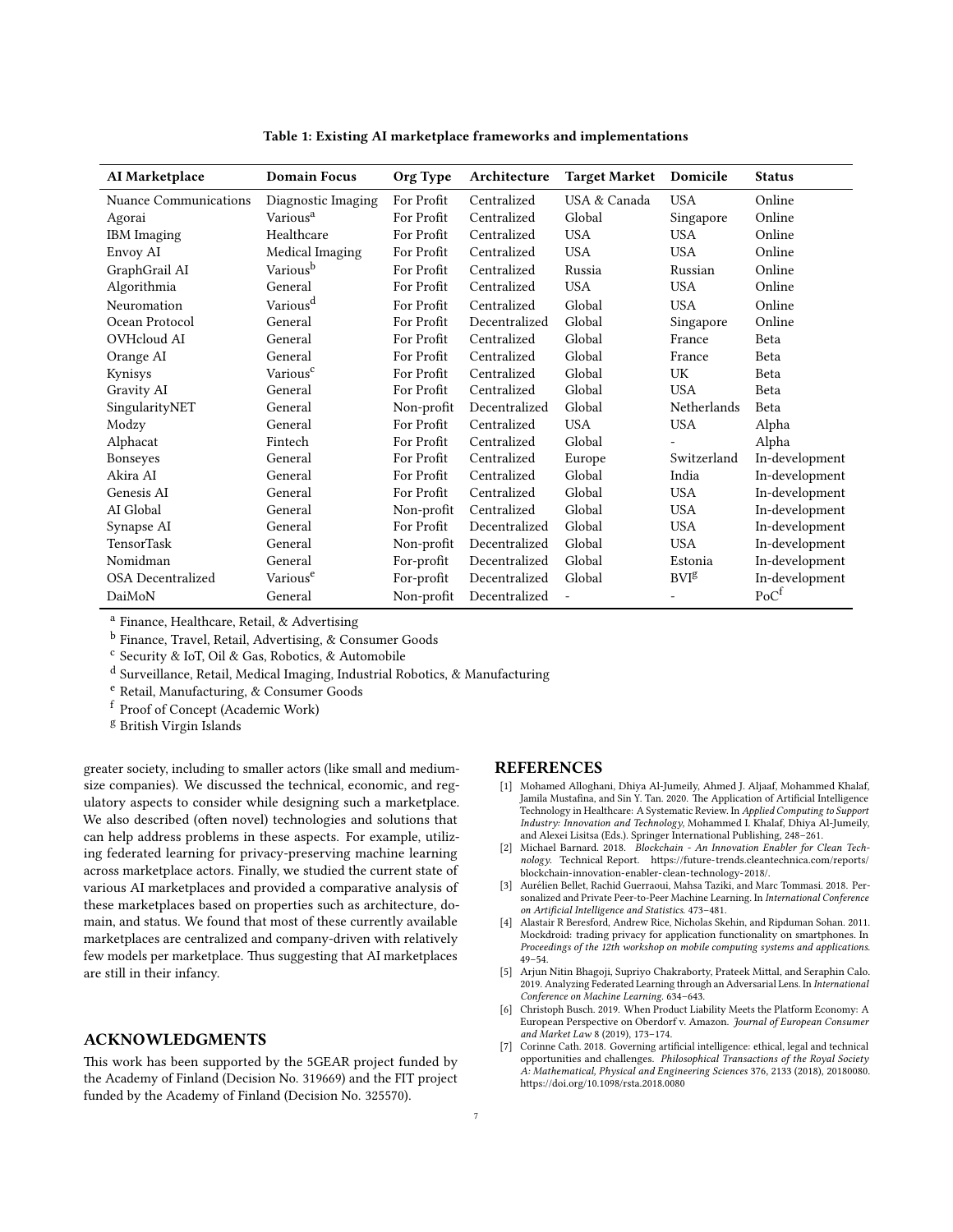Table 1: Existing AI marketplace frameworks and implementations

| AI Marketplace | Domain Focus | Org Type | Architecture | Target Market | Domicile | Status |
|---|---|---|---|---|---|---|
| Nuance Communications | Diagnostic Imaging | For Profit | Centralized | USA & Canada | USA | Online |
| Agorai | Various[a] | For Profit | Centralized | Global | Singapore | Online |
| IBM Imaging | Healthcare | For Profit | Centralized | USA | USA | Online |
| Envoy AI | Medical Imaging | For Profit | Centralized | USA | USA | Online |
| GraphGrail AI | Various[b] | For Profit | Centralized | Russia | Russian | Online |
| Algorithmia | General | For Profit | Centralized | USA | USA | Online |
| Neuromation | Various[d] | For Profit | Centralized | Global | USA | Online |
| Ocean Protocol | General | For Profit | Decentralized | Global | Singapore | Online |
| OVHcloud AI | General | For Profit | Centralized | Global | France | Beta |
| Orange AI | General | For Profit | Centralized | Global | France | Beta |
| Kynisys | Various[c] | For Profit | Centralized | Global | UK | Beta |
| Gravity AI | General | For Profit | Centralized | Global | USA | Beta |
| SingularityNET | General | Non-profit | Decentralized | Global | Netherlands | Beta |
| Modzy | General | For Profit | Centralized | USA | USA | Alpha |
| Alphacat | Fintech | For Profit | Centralized | Global | - | Alpha |
| Bonseyes | General | For Profit | Centralized | Europe | Switzerland | In-development |
| Akira AI | General | For Profit | Centralized | Global | India | In-development |
| Genesis AI | General | For Profit | Centralized | Global | USA | In-development |
| AI Global | General | Non-profit | Centralized | Global | USA | In-development |
| Synapse AI | General | For Profit | Decentralized | Global | USA | In-development |
| TensorTask | General | Non-profit | Decentralized | Global | USA | In-development |
| Nomidman | General | For-profit | Decentralized | Global | Estonia | In-development |
| OSA Decentralized | Various[e] | For-profit | Decentralized | Global | BVI[g] | In-development |
| DaiMoN | General | Non-profit | Decentralized | - | - | PoC[f] |

[a] Finance, Healthcare, Retail, & Advertising

[b] Finance, Travel, Retail, Advertising, & Consumer Goods

[c] Security & IoT, Oil & Gas, Robotics, & Automobile

[d] Surveillance, Retail, Medical Imaging, Industrial Robotics, & Manufacturing

[e] Retail, Manufacturing, & Consumer Goods

[f] Proof of Concept (Academic Work)

[g] British Virgin Islands

greater society, including to smaller actors (like small and medium-size companies). We discussed the technical, economic, and regulatory aspects to consider while designing such a marketplace. We also described (often novel) technologies and solutions that can help address problems in these aspects. For example, utilizing federated learning for privacy-preserving machine learning across marketplace actors. Finally, we studied the current state of various AI marketplaces and provided a comparative analysis of these marketplaces based on properties such as architecture, domain, and status. We found that most of these currently available marketplaces are centralized and company-driven with relatively few models per marketplace. Thus suggesting that AI marketplaces are still in their infancy.

## ACKNOWLEDGMENTS

This work has been supported by the 5GEAR project funded by the Academy of Finland (Decision No. 319669) and the FIT project funded by the Academy of Finland (Decision No. 325570).

## REFERENCES

[1] Mohamed Alloghani, Dhiya Al-Jumeily, Ahmed J. Aljaaf, Mohammed Khalaf, Jamila Mustafina, and Sin Y. Tan. 2020. The Application of Artificial Intelligence Technology in Healthcare: A Systematic Review. In *Applied Computing to Support Industry: Innovation and Technology*, Mohammed I. Khalaf, Dhiya Al-Jumeily, and Alexei Lisitsa (Eds.). Springer International Publishing, 248–261.

[2] Michael Barnard. 2018. *Blockchain - An Innovation Enabler for Clean Technology*. Technical Report. https://future-trends.cleantechnica.com/reports/blockchain-innovation-enabler-clean-technology-2018/.

[3] Aurélien Bellet, Rachid Guerraoui, Mahsa Taziki, and Marc Tommasi. 2018. Personalized and Private Peer-to-Peer Machine Learning. In *International Conference on Artificial Intelligence and Statistics*. 473–481.

[4] Alastair R Beresford, Andrew Rice, Nicholas Skehin, and Ripduman Sohan. 2011. Mockdroid: trading privacy for application functionality on smartphones. In *Proceedings of the 12th workshop on mobile computing systems and applications*. 49–54.

[5] Arjun Nitin Bhagoji, Supriyo Chakraborty, Prateek Mittal, and Seraphin Calo. 2019. Analyzing Federated Learning through an Adversarial Lens. In *International Conference on Machine Learning*. 634–643.

[6] Christoph Busch. 2019. When Product Liability Meets the Platform Economy: A European Perspective on Oberdorf v. Amazon. *Journal of European Consumer and Market Law* 8 (2019), 173–174.

[7] Corinne Cath. 2018. Governing artificial intelligence: ethical, legal and technical opportunities and challenges. *Philosophical Transactions of the Royal Society A: Mathematical, Physical and Engineering Sciences* 376, 2133 (2018), 20180080. https://doi.org/10.1098/rsta.2018.0080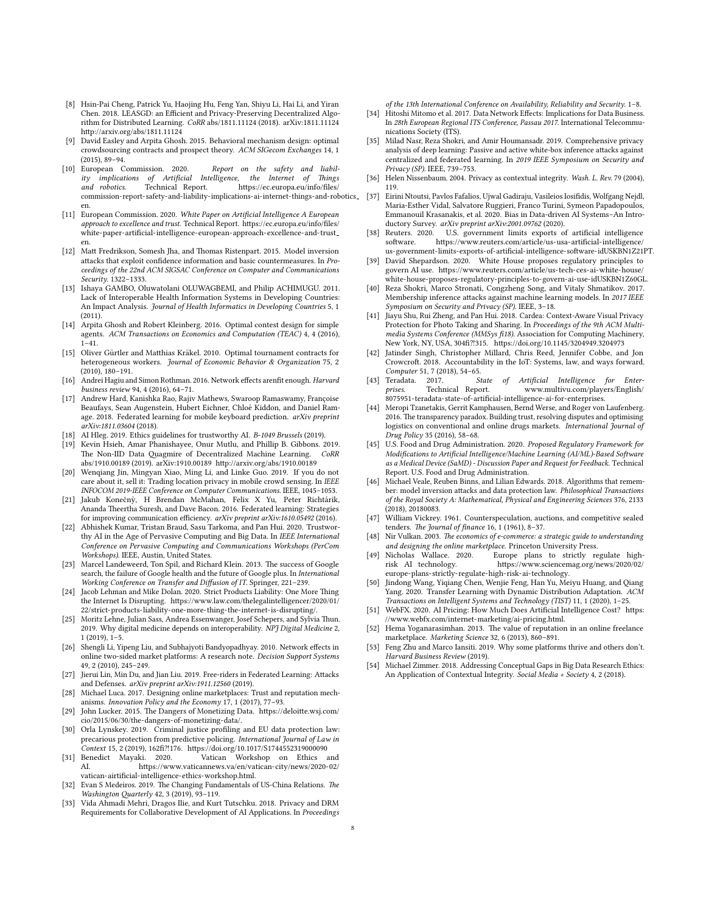[8] Hsin-Pai Cheng, Patrick Yu, Haojing Hu, Feng Yan, Shiyu Li, Hai Li, and Yiran Chen. 2018. LEASGD: an Efficient and Privacy-Preserving Decentralized Algorithm for Distributed Learning. *CoRR* abs/1811.11124 (2018). arXiv:1811.11124 http://arxiv.org/abs/1811.11124

[9] David Easley and Arpita Ghosh. 2015. Behavioral mechanism design: optimal crowdsourcing contracts and prospect theory. *ACM SIGecom Exchanges* 14, 1 (2015), 89–94.

[10] European Commission. 2020. *Report on the safety and liability implications of Artificial Intelligence, the Internet of Things and robotics*. Technical Report. https://ec.europa.eu/info/files/commission-report-safety-and-liability-implications-ai-internet-things-and-robotics_en.

[11] European Commission. 2020. *White Paper on Artificial Intelligence A European approach to excellence and trust*. Technical Report. https://ec.europa.eu/info/files/white-paper-artificial-intelligence-european-approach-excellence-and-trust_en.

[12] Matt Fredrikson, Somesh Jha, and Thomas Ristenpart. 2015. Model inversion attacks that exploit confidence information and basic countermeasures. In *Proceedings of the 22nd ACM SIGSAC Conference on Computer and Communications Security*. 1322–1333.

[13] Ishaya GAMBO, Oluwatolani OLUWAGBEMI, and Philip ACHIMUGU. 2011. Lack of Interoperable Health Information Systems in Developing Countries: An Impact Analysis. *Journal of Health Informatics in Developing Countries* 5, 1 (2011).

[14] Arpita Ghosh and Robert Kleinberg. 2016. Optimal contest design for simple agents. *ACM Transactions on Economics and Computation (TEAC)* 4, 4 (2016), 1–41.

[15] Oliver Gürtler and Matthias Kräkel. 2010. Optimal tournament contracts for heterogeneous workers. *Journal of Economic Behavior & Organization* 75, 2 (2010), 180–191.

[16] Andrei Hagiu and Simon Rothman. 2016. Network effects arenfit enough. *Harvard business review* 94, 4 (2016), 64–71.

[17] Andrew Hard, Kanishka Rao, Rajiv Mathews, Swaroop Ramaswamy, Françoise Beaufays, Sean Augenstein, Hubert Eichner, Chloé Kiddon, and Daniel Ramage. 2018. Federated learning for mobile keyboard prediction. *arXiv preprint arXiv:1811.03604* (2018).

[18] AI Hleg. 2019. Ethics guidelines for trustworthy AI. *B-1049 Brussels* (2019).

[19] Kevin Hsieh, Amar Phanishayee, Onur Mutlu, and Phillip B. Gibbons. 2019. The Non-IID Data Quagmire of Decentralized Machine Learning. *CoRR* abs/1910.00189 (2019). arXiv:1910.00189 http://arxiv.org/abs/1910.00189

[20] Wenqiang Jin, Mingyan Xiao, Ming Li, and Linke Guo. 2019. If you do not care about it, sell it: Trading location privacy in mobile crowd sensing. In *IEEE INFOCOM 2019-IEEE Conference on Computer Communications*. IEEE, 1045–1053.

[21] Jakub Konečnỳ, H Brendan McMahan, Felix X Yu, Peter Richtárik, Ananda Theertha Suresh, and Dave Bacon. 2016. Federated learning: Strategies for improving communication efficiency. *arXiv preprint arXiv:1610.05492* (2016).

[22] Abhishek Kumar, Tristan Braud, Sasu Tarkoma, and Pan Hui. 2020. Trustworthy AI in the Age of Pervasive Computing and Big Data. In *IEEE International Conference on Pervasive Computing and Communications Workshops (PerCom Workshops)*. IEEE, Austin, United States.

[23] Marcel Landeweerd, Ton Spil, and Richard Klein. 2013. The success of Google search, the failure of Google health and the future of Google plus. In *International Working Conference on Transfer and Diffusion of IT*. Springer, 221–239.

[24] Jacob Lehman and Mike Dolan. 2020. Strict Products Liability: One More Thing the Internet Is Disrupting. https://www.law.com/thelegalintelligencer/2020/01/22/strict-products-liability-one-more-thing-the-internet-is-disrupting/.

[25] Moritz Lehne, Julian Sass, Andrea Essenwanger, Josef Schepers, and Sylvia Thun. 2019. Why digital medicine depends on interoperability. *NPJ Digital Medicine* 2, 1 (2019), 1–5.

[26] Shengli Li, Yipeng Liu, and Subhajyoti Bandyopadhyay. 2010. Network effects in online two-sided market platforms: A research note. *Decision Support Systems* 49, 2 (2010), 245–249.

[27] Jierui Lin, Min Du, and Jian Liu. 2019. Free-riders in Federated Learning: Attacks and Defenses. *arXiv preprint arXiv:1911.12560* (2019).

[28] Michael Luca. 2017. Designing online marketplaces: Trust and reputation mechanisms. *Innovation Policy and the Economy* 17, 1 (2017), 77–93.

[29] John Lucker. 2015. The Dangers of Monetizing Data. https://deloitte.wsj.com/cio/2015/06/30/the-dangers-of-monetizing-data/.

[30] Orla Lynskey. 2019. Criminal justice profiling and EU data protection law: precarious protection from predictive policing. *International Journal of Law in Context* 15, 2 (2019), 162fi?!176. https://doi.org/10.1017/S1744552319000090

[31] Benedict Mayaki. 2020. Vatican Workshop on Ethics and AI. https://www.vaticannews.va/en/vatican-city/news/2020-02/vatican-airtificial-intelligence-ethics-workshop.html.

[32] Evan S Medeiros. 2019. The Changing Fundamentals of US-China Relations. *The Washington Quarterly* 42, 3 (2019), 93–119.

[33] Vida Ahmadi Mehri, Dragos Ilie, and Kurt Tutschku. 2018. Privacy and DRM Requirements for Collaborative Development of AI Applications. In *Proceedings of the 13th International Conference on Availability, Reliability and Security*. 1–8.

[34] Hitoshi Mitomo et al. 2017. Data Network Effects: Implications for Data Business. In *28th European Regional ITS Conference, Passau 2017*. International Telecommunications Society (ITS).

[35] Milad Nasr, Reza Shokri, and Amir Houmansadr. 2019. Comprehensive privacy analysis of deep learning: Passive and active white-box inference attacks against centralized and federated learning. In *2019 IEEE Symposium on Security and Privacy (SP)*. IEEE, 739–753.

[36] Helen Nissenbaum. 2004. Privacy as contextual integrity. *Wash. L. Rev.* 79 (2004), 119.

[37] Eirini Ntoutsi, Pavlos Fafalios, Ujwal Gadiraju, Vasileios Iosifidis, Wolfgang Nejdl, Maria-Esther Vidal, Salvatore Ruggieri, Franco Turini, Symeon Papadopoulos, Emmanouil Krasanakis, et al. 2020. Bias in Data-driven AI Systems–An Introductory Survey. *arXiv preprint arXiv:2001.09762* (2020).

[38] Reuters. 2020. U.S. government limits exports of artificial intelligence software. https://www.reuters.com/article/us-usa-artificial-intelligence/us-government-limits-exports-of-artificial-intelligence-software-idUSKBN1Z21PT.

[39] David Shepardson. 2020. White House proposes regulatory principles to govern AI use. https://www.reuters.com/article/us-tech-ces-ai-white-house/white-house-proposes-regulatory-principles-to-govern-ai-use-idUSKBN1Z60GL.

[40] Reza Shokri, Marco Stronati, Congzheng Song, and Vitaly Shmatikov. 2017. Membership inference attacks against machine learning models. In *2017 IEEE Symposium on Security and Privacy (SP)*. IEEE, 3–18.

[41] Jiayu Shu, Rui Zheng, and Pan Hui. 2018. Cardea: Context-Aware Visual Privacy Protection for Photo Taking and Sharing. In *Proceedings of the 9th ACM Multimedia Systems Conference (MMSys fi18)*. Association for Computing Machinery, New York, NY, USA, 304fi?!315. https://doi.org/10.1145/3204949.3204973

[42] Jatinder Singh, Christopher Millard, Chris Reed, Jennifer Cobbe, and Jon Crowcroft. 2018. Accountability in the IoT: Systems, law, and ways forward. *Computer* 51, 7 (2018), 54–65.

[43] Teradata. 2017. *State of Artificial Intelligence for Enterprises*. Technical Report. www.multivu.com/players/English/8075951-teradata-state-of-artificial-intelligence-ai-for-enterprises.

[44] Meropi Tzanetakis, Gerrit Kamphausen, Bernd Werse, and Roger von Laufenberg. 2016. The transparency paradox. Building trust, resolving disputes and optimising logistics on conventional and online drugs markets. *International Journal of Drug Policy* 35 (2016), 58–68.

[45] U.S. Food and Drug Administration. 2020. *Proposed Regulatory Framework for Modifications to Artificial Intelligence/Machine Learning (AI/ML)-Based Software as a Medical Device (SaMD) - Discussion Paper and Request for Feedback*. Technical Report. U.S. Food and Drug Administration.

[46] Michael Veale, Reuben Binns, and Lilian Edwards. 2018. Algorithms that remember: model inversion attacks and data protection law. *Philosophical Transactions of the Royal Society A: Mathematical, Physical and Engineering Sciences* 376, 2133 (2018), 20180083.

[47] William Vickrey. 1961. Counterspeculation, auctions, and competitive sealed tenders. *The Journal of finance* 16, 1 (1961), 8–37.

[48] Nir Vulkan. 2003. *The economics of e-commerce: a strategic guide to understanding and designing the online marketplace*. Princeton University Press.

[49] Nicholas Wallace. 2020. Europe plans to strictly regulate high-risk AI technology. https://www.sciencemag.org/news/2020/02/europe-plans-strictly-regulate-high-risk-ai-technology.

[50] Jindong Wang, Yiqiang Chen, Wenjie Feng, Han Yu, Meiyu Huang, and Qiang Yang. 2020. Transfer Learning with Dynamic Distribution Adaptation. *ACM Transactions on Intelligent Systems and Technology (TIST)* 11, 1 (2020), 1–25.

[51] WebFX. 2020. AI Pricing: How Much Does Artificial Intelligence Cost? https://www.webfx.com/internet-marketing/ai-pricing.html.

[52] Hema Yoganarasimhan. 2013. The value of reputation in an online freelance marketplace. *Marketing Science* 32, 6 (2013), 860–891.

[53] Feng Zhu and Marco Iansiti. 2019. Why some platforms thrive and others don't. *Harvard Business Review* (2019).

[54] Michael Zimmer. 2018. Addressing Conceptual Gaps in Big Data Research Ethics: An Application of Contextual Integrity. *Social Media + Society* 4, 2 (2018).